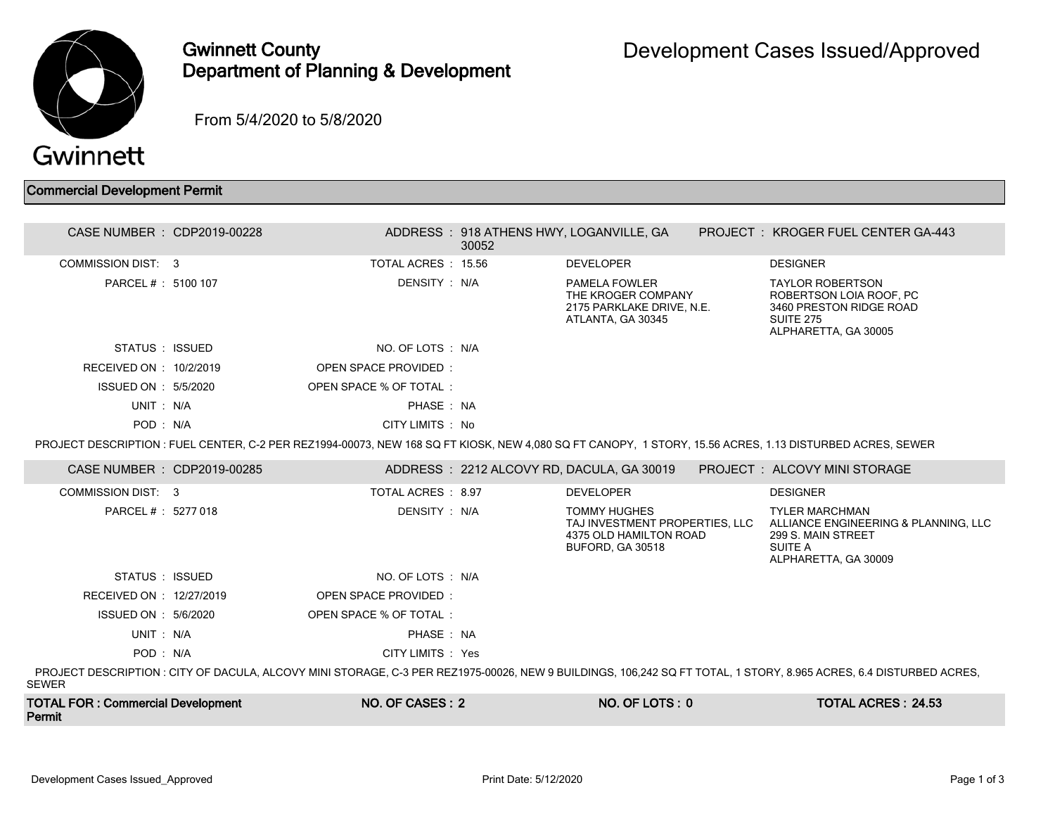# Gwinnett County Department of Planning & Development

## Development Cases Issued/Approved

From 5/4/2020 to 5/8/2020

### Commercial Development Permit

| | | | | | |
|---|---|---|---|---|---|
| CASE NUMBER : | CDP2019-00228 | ADDRESS : | 918 ATHENS HWY, LOGANVILLE, GA 30052 | PROJECT : | KROGER FUEL CENTER GA-443 |
| COMMISSION DIST: | 3 | TOTAL ACRES : | 15.56 | DEVELOPER | DESIGNER |
| PARCEL # : | 5100 107 | DENSITY : | N/A | PAMELA FOWLER<br>THE KROGER COMPANY<br>2175 PARKLAKE DRIVE, N.E.<br>ATLANTA, GA 30345 | TAYLOR ROBERTSON<br>ROBERTSON LOIA ROOF, PC<br>3460 PRESTON RIDGE ROAD<br>SUITE 275<br>ALPHARETTA, GA 30005 |
| STATUS : | ISSUED | NO. OF LOTS : | N/A | | |
| RECEIVED ON : | 10/2/2019 | OPEN SPACE PROVIDED : | | | |
| ISSUED ON : | 5/5/2020 | OPEN SPACE % OF TOTAL : | | | |
| UNIT : | N/A | PHASE : | NA | | |
| POD : | N/A | CITY LIMITS : | No | | |

PROJECT DESCRIPTION : FUEL CENTER, C-2 PER REZ1994-00073, NEW 168 SQ FT KIOSK, NEW 4,080 SQ FT CANOPY, 1 STORY, 15.56 ACRES, 1.13 DISTURBED ACRES, SEWER

| | | | | | |
|---|---|---|---|---|---|
| CASE NUMBER : | CDP2019-00285 | ADDRESS : | 2212 ALCOVY RD, DACULA, GA 30019 | PROJECT : | ALCOVY MINI STORAGE |
| COMMISSION DIST: | 3 | TOTAL ACRES : | 8.97 | DEVELOPER | DESIGNER |
| PARCEL # : | 5277 018 | DENSITY : | N/A | TOMMY HUGHES<br>TAJ INVESTMENT PROPERTIES, LLC<br>4375 OLD HAMILTON ROAD<br>BUFORD, GA 30518 | TYLER MARCHMAN<br>ALLIANCE ENGINEERING & PLANNING, LLC<br>299 S. MAIN STREET<br>SUITE A<br>ALPHARETTA, GA 30009 |
| STATUS : | ISSUED | NO. OF LOTS : | N/A | | |
| RECEIVED ON : | 12/27/2019 | OPEN SPACE PROVIDED : | | | |
| ISSUED ON : | 5/6/2020 | OPEN SPACE % OF TOTAL : | | | |
| UNIT : | N/A | PHASE : | NA | | |
| POD : | N/A | CITY LIMITS : | Yes | | |

PROJECT DESCRIPTION : CITY OF DACULA, ALCOVY MINI STORAGE, C-3 PER REZ1975-00026, NEW 9 BUILDINGS, 106,242 SQ FT TOTAL, 1 STORY, 8.965 ACRES, 6.4 DISTURBED ACRES, SEWER

| TOTAL FOR : Commercial Development Permit | NO. OF CASES : 2 | NO. OF LOTS : 0 | TOTAL ACRES : 24.53 |
|---|---|---|---|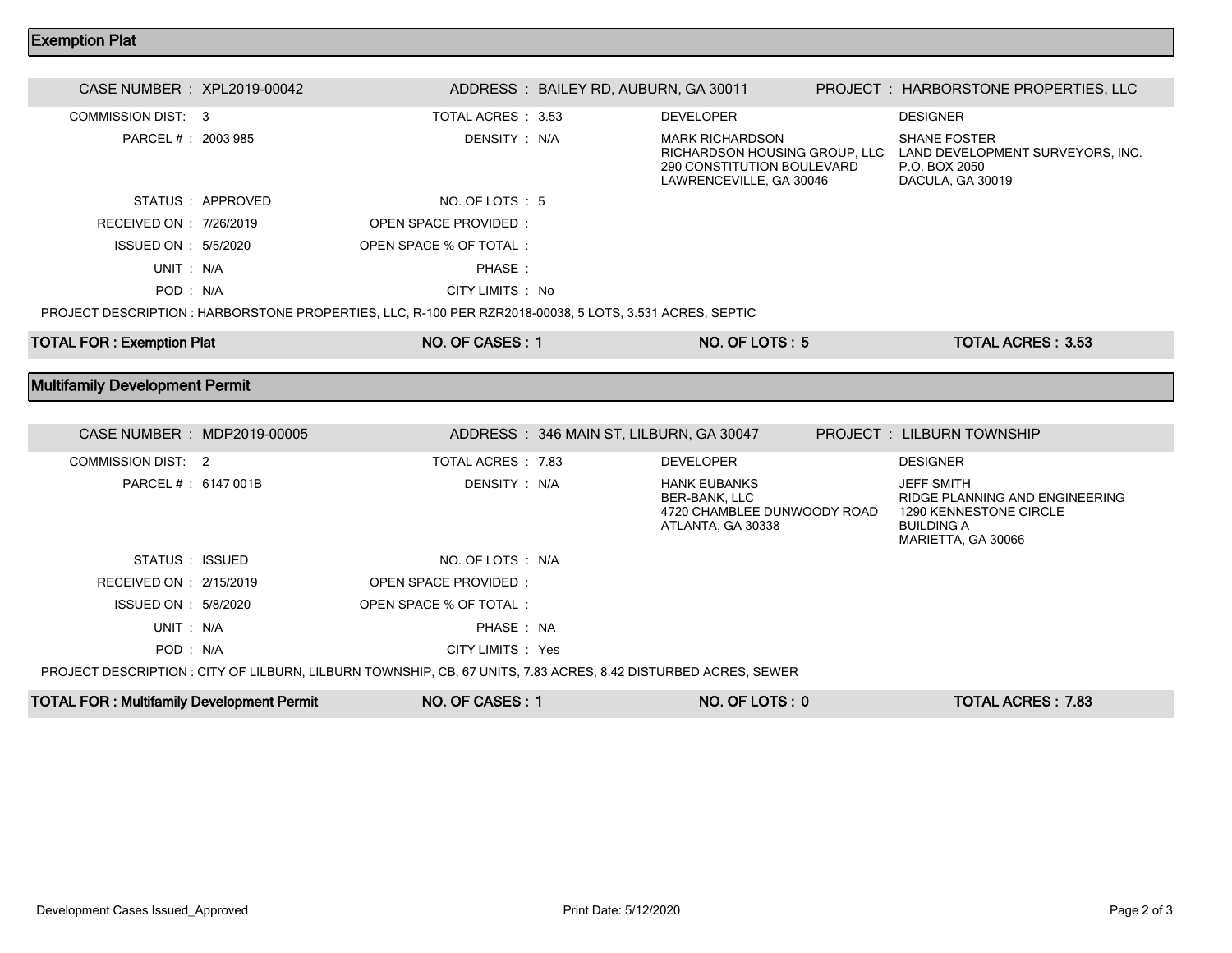## Exemption Plat

| CASE NUMBER : XPL2019-00042 | ADDRESS : BAILEY RD, AUBURN, GA 30011 | PROJECT : HARBORSTONE PROPERTIES, LLC | |
|---|---|---|---|
| COMMISSION DIST: 3 | TOTAL ACRES : 3.53 | DEVELOPER | DESIGNER |
| PARCEL # : 2003 985 | DENSITY : N/A | MARK RICHARDSON<br>RICHARDSON HOUSING GROUP, LLC<br>290 CONSTITUTION BOULEVARD<br>LAWRENCEVILLE, GA 30046 | SHANE FOSTER<br>LAND DEVELOPMENT SURVEYORS, INC.<br>P.O. BOX 2050<br>DACULA, GA 30019 |
| STATUS : APPROVED | NO. OF LOTS : 5 | | |
| RECEIVED ON : 7/26/2019 | OPEN SPACE PROVIDED : | | |
| ISSUED ON : 5/5/2020 | OPEN SPACE % OF TOTAL : | | |
| UNIT : N/A | PHASE : | | |
| POD : N/A | CITY LIMITS : No | | |

PROJECT DESCRIPTION : HARBORSTONE PROPERTIES, LLC, R-100 PER RZR2018-00038, 5 LOTS, 3.531 ACRES, SEPTIC

| TOTAL FOR : Exemption Plat | NO. OF CASES : 1 | NO. OF LOTS : 5 | TOTAL ACRES : 3.53 |
|---|---|---|---|

## Multifamily Development Permit

| CASE NUMBER : MDP2019-00005 | ADDRESS : 346 MAIN ST, LILBURN, GA 30047 | PROJECT : LILBURN TOWNSHIP | |
|---|---|---|---|
| COMMISSION DIST: 2 | TOTAL ACRES : 7.83 | DEVELOPER | DESIGNER |
| PARCEL # : 6147 001B | DENSITY : N/A | HANK EUBANKS<br>BER-BANK, LLC<br>4720 CHAMBLEE DUNWOODY ROAD<br>ATLANTA, GA 30338 | JEFF SMITH<br>RIDGE PLANNING AND ENGINEERING<br>1290 KENNESTONE CIRCLE<br>BUILDING A<br>MARIETTA, GA 30066 |
| STATUS : ISSUED | NO. OF LOTS : N/A | | |
| RECEIVED ON : 2/15/2019 | OPEN SPACE PROVIDED : | | |
| ISSUED ON : 5/8/2020 | OPEN SPACE % OF TOTAL : | | |
| UNIT : N/A | PHASE : NA | | |
| POD : N/A | CITY LIMITS : Yes | | |

PROJECT DESCRIPTION : CITY OF LILBURN, LILBURN TOWNSHIP, CB, 67 UNITS, 7.83 ACRES, 8.42 DISTURBED ACRES, SEWER

| TOTAL FOR : Multifamily Development Permit | NO. OF CASES : 1 | NO. OF LOTS : 0 | TOTAL ACRES : 7.83 |
|---|---|---|---|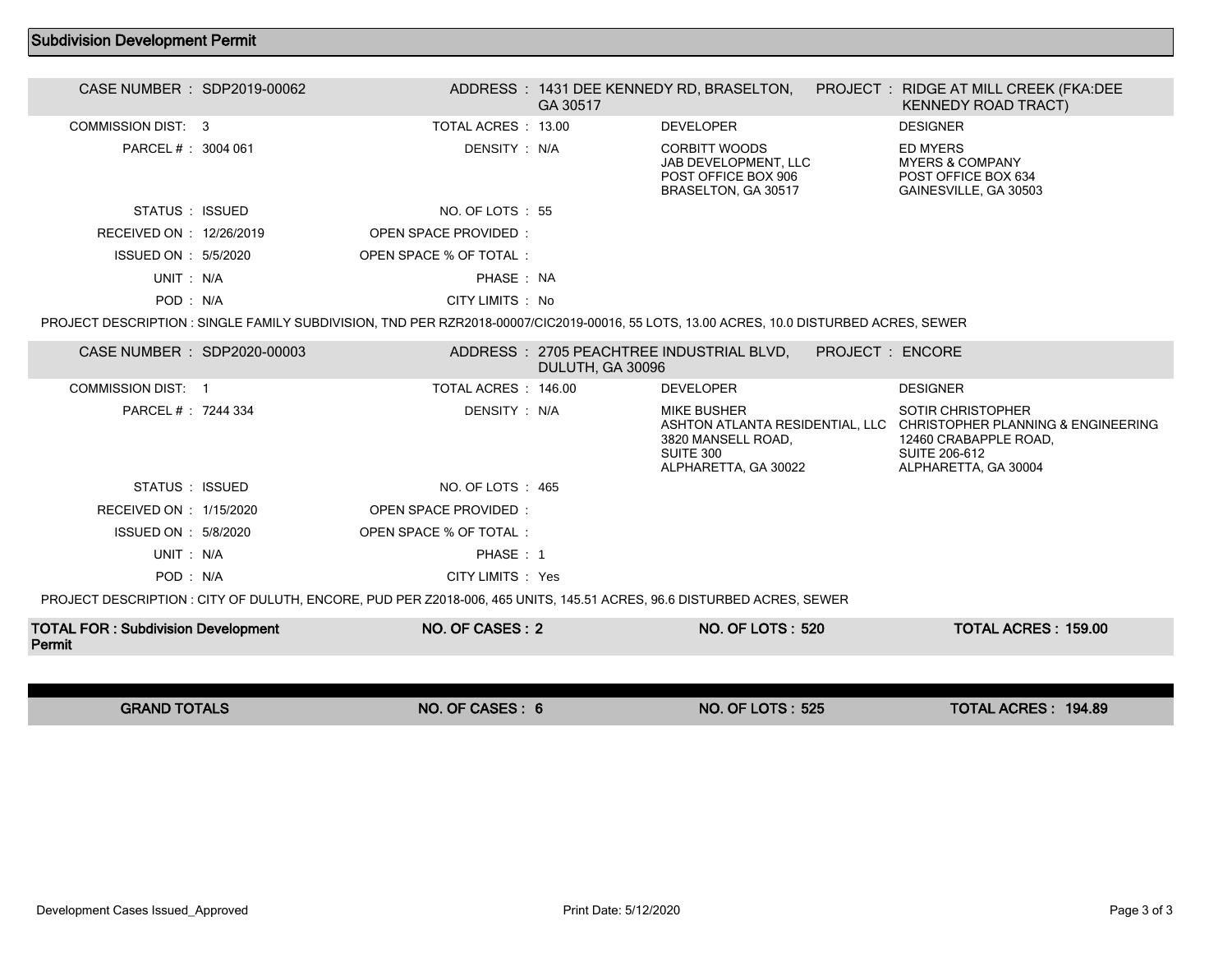## Subdivision Development Permit

| | | | |
|---|---|---|---|
| CASE NUMBER : SDP2019-00062 | ADDRESS : 1431 DEE KENNEDY RD, BRASELTON, GA 30517 | | PROJECT : RIDGE AT MILL CREEK (FKA:DEE KENNEDY ROAD TRACT) |
| COMMISSION DIST: 3 | TOTAL ACRES : 13.00 | DEVELOPER | DESIGNER |
| PARCEL # : 3004 061 | DENSITY : N/A | CORBITT WOODS<br>JAB DEVELOPMENT, LLC<br>POST OFFICE BOX 906<br>BRASELTON, GA 30517 | ED MYERS<br>MYERS & COMPANY<br>POST OFFICE BOX 634<br>GAINESVILLE, GA 30503 |
| STATUS : ISSUED | NO. OF LOTS : 55 | | |
| RECEIVED ON : 12/26/2019 | OPEN SPACE PROVIDED : | | |
| ISSUED ON : 5/5/2020 | OPEN SPACE % OF TOTAL : | | |
| UNIT : N/A | PHASE : NA | | |
| POD : N/A | CITY LIMITS : No | | |

PROJECT DESCRIPTION : SINGLE FAMILY SUBDIVISION, TND PER RZR2018-00007/CIC2019-00016, 55 LOTS, 13.00 ACRES, 10.0 DISTURBED ACRES, SEWER

| | | | |
|---|---|---|---|
| CASE NUMBER : SDP2020-00003 | ADDRESS : 2705 PEACHTREE INDUSTRIAL BLVD, DULUTH, GA 30096 | | PROJECT : ENCORE |
| COMMISSION DIST: 1 | TOTAL ACRES : 146.00 | DEVELOPER | DESIGNER |
| PARCEL # : 7244 334 | DENSITY : N/A | MIKE BUSHER<br>ASHTON ATLANTA RESIDENTIAL, LLC<br>3820 MANSELL ROAD,<br>SUITE 300<br>ALPHARETTA, GA 30022 | SOTIR CHRISTOPHER<br>CHRISTOPHER PLANNING & ENGINEERING<br>12460 CRABAPPLE ROAD,<br>SUITE 206-612<br>ALPHARETTA, GA 30004 |
| STATUS : ISSUED | NO. OF LOTS : 465 | | |
| RECEIVED ON : 1/15/2020 | OPEN SPACE PROVIDED : | | |
| ISSUED ON : 5/8/2020 | OPEN SPACE % OF TOTAL : | | |
| UNIT : N/A | PHASE : 1 | | |
| POD : N/A | CITY LIMITS : Yes | | |

PROJECT DESCRIPTION : CITY OF DULUTH, ENCORE, PUD PER Z2018-006, 465 UNITS, 145.51 ACRES, 96.6 DISTURBED ACRES, SEWER

| | | | |
|---|---|---|---|
| **TOTAL FOR : Subdivision Development Permit** | **NO. OF CASES : 2** | **NO. OF LOTS : 520** | **TOTAL ACRES : 159.00** |
| **GRAND TOTALS** | **NO. OF CASES : 6** | **NO. OF LOTS : 525** | **TOTAL ACRES : 194.89** |

Development Cases Issued_Approved — Print Date: 5/12/2020